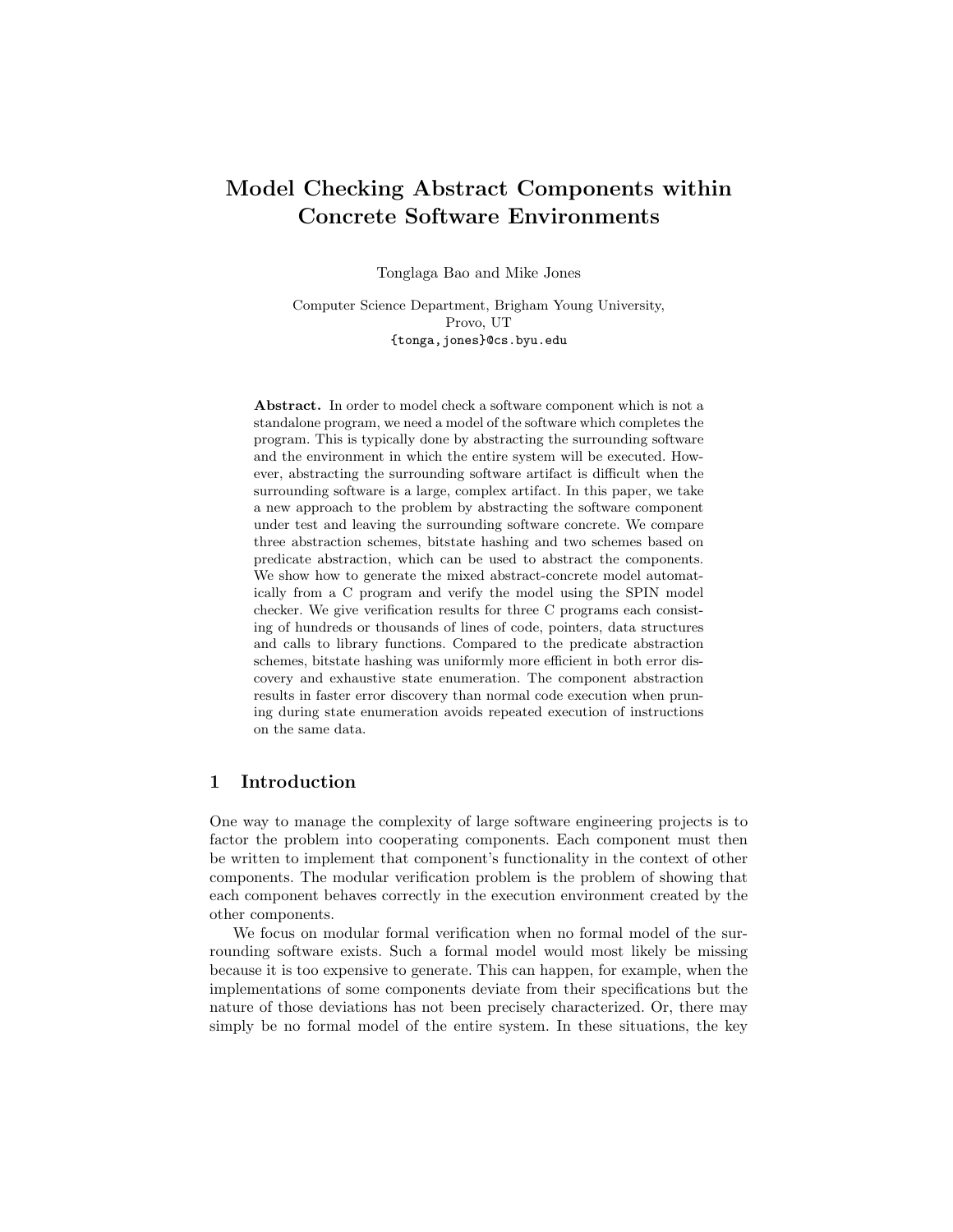# Model Checking Abstract Components within Concrete Software Environments

Tonglaga Bao and Mike Jones

Computer Science Department, Brigham Young University,
Provo, UT
{tonga,jones}@cs.byu.edu

**Abstract.** In order to model check a software component which is not a standalone program, we need a model of the software which completes the program. This is typically done by abstracting the surrounding software and the environment in which the entire system will be executed. However, abstracting the surrounding software artifact is difficult when the surrounding software is a large, complex artifact. In this paper, we take a new approach to the problem by abstracting the software component under test and leaving the surrounding software concrete. We compare three abstraction schemes, bitstate hashing and two schemes based on predicate abstraction, which can be used to abstract the components. We show how to generate the mixed abstract-concrete model automatically from a C program and verify the model using the SPIN model checker. We give verification results for three C programs each consisting of hundreds or thousands of lines of code, pointers, data structures and calls to library functions. Compared to the predicate abstraction schemes, bitstate hashing was uniformly more efficient in both error discovery and exhaustive state enumeration. The component abstraction results in faster error discovery than normal code execution when pruning during state enumeration avoids repeated execution of instructions on the same data.

## 1 Introduction

One way to manage the complexity of large software engineering projects is to factor the problem into cooperating components. Each component must then be written to implement that component's functionality in the context of other components. The modular verification problem is the problem of showing that each component behaves correctly in the execution environment created by the other components.

We focus on modular formal verification when no formal model of the surrounding software exists. Such a formal model would most likely be missing because it is too expensive to generate. This can happen, for example, when the implementations of some components deviate from their specifications but the nature of those deviations has not been precisely characterized. Or, there may simply be no formal model of the entire system. In these situations, the key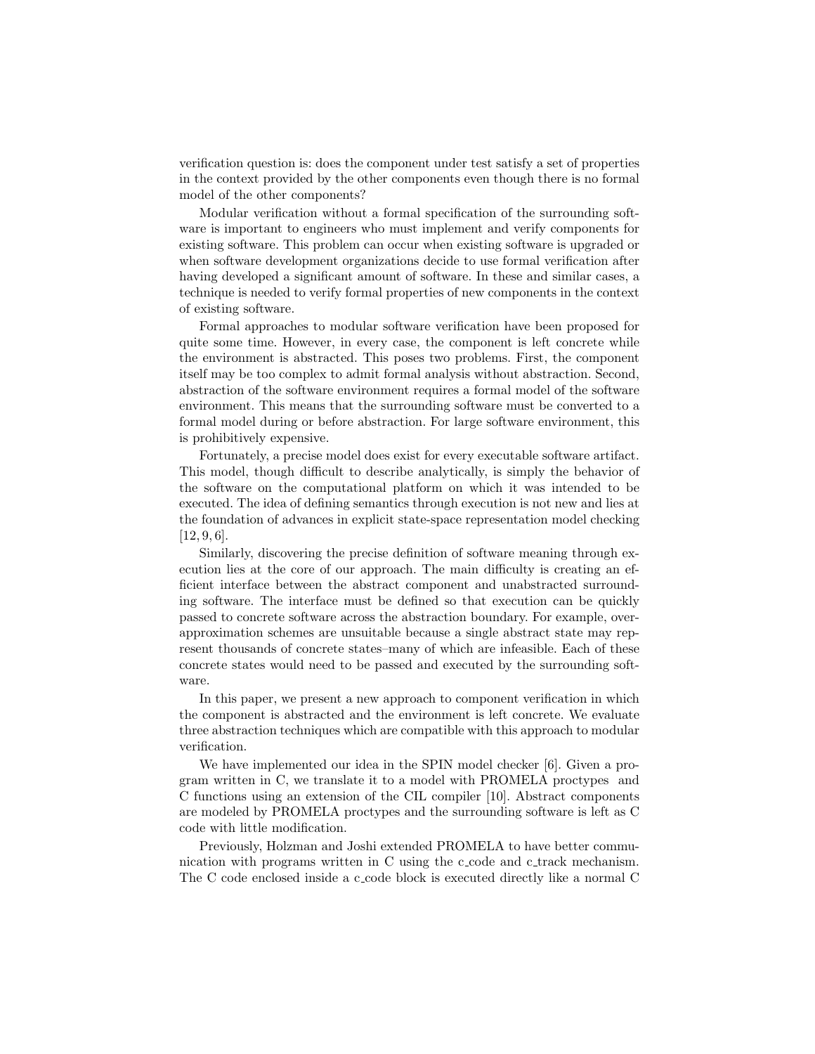verification question is: does the component under test satisfy a set of properties in the context provided by the other components even though there is no formal model of the other components?

Modular verification without a formal specification of the surrounding software is important to engineers who must implement and verify components for existing software. This problem can occur when existing software is upgraded or when software development organizations decide to use formal verification after having developed a significant amount of software. In these and similar cases, a technique is needed to verify formal properties of new components in the context of existing software.

Formal approaches to modular software verification have been proposed for quite some time. However, in every case, the component is left concrete while the environment is abstracted. This poses two problems. First, the component itself may be too complex to admit formal analysis without abstraction. Second, abstraction of the software environment requires a formal model of the software environment. This means that the surrounding software must be converted to a formal model during or before abstraction. For large software environment, this is prohibitively expensive.

Fortunately, a precise model does exist for every executable software artifact. This model, though difficult to describe analytically, is simply the behavior of the software on the computational platform on which it was intended to be executed. The idea of defining semantics through execution is not new and lies at the foundation of advances in explicit state-space representation model checking [12, 9, 6].

Similarly, discovering the precise definition of software meaning through execution lies at the core of our approach. The main difficulty is creating an efficient interface between the abstract component and unabstracted surrounding software. The interface must be defined so that execution can be quickly passed to concrete software across the abstraction boundary. For example, over-approximation schemes are unsuitable because a single abstract state may represent thousands of concrete states–many of which are infeasible. Each of these concrete states would need to be passed and executed by the surrounding software.

In this paper, we present a new approach to component verification in which the component is abstracted and the environment is left concrete. We evaluate three abstraction techniques which are compatible with this approach to modular verification.

We have implemented our idea in the SPIN model checker [6]. Given a program written in C, we translate it to a model with PROMELA proctypes and C functions using an extension of the CIL compiler [10]. Abstract components are modeled by PROMELA proctypes and the surrounding software is left as C code with little modification.

Previously, Holzman and Joshi extended PROMELA to have better communication with programs written in C using the c_code and c_track mechanism. The C code enclosed inside a c_code block is executed directly like a normal C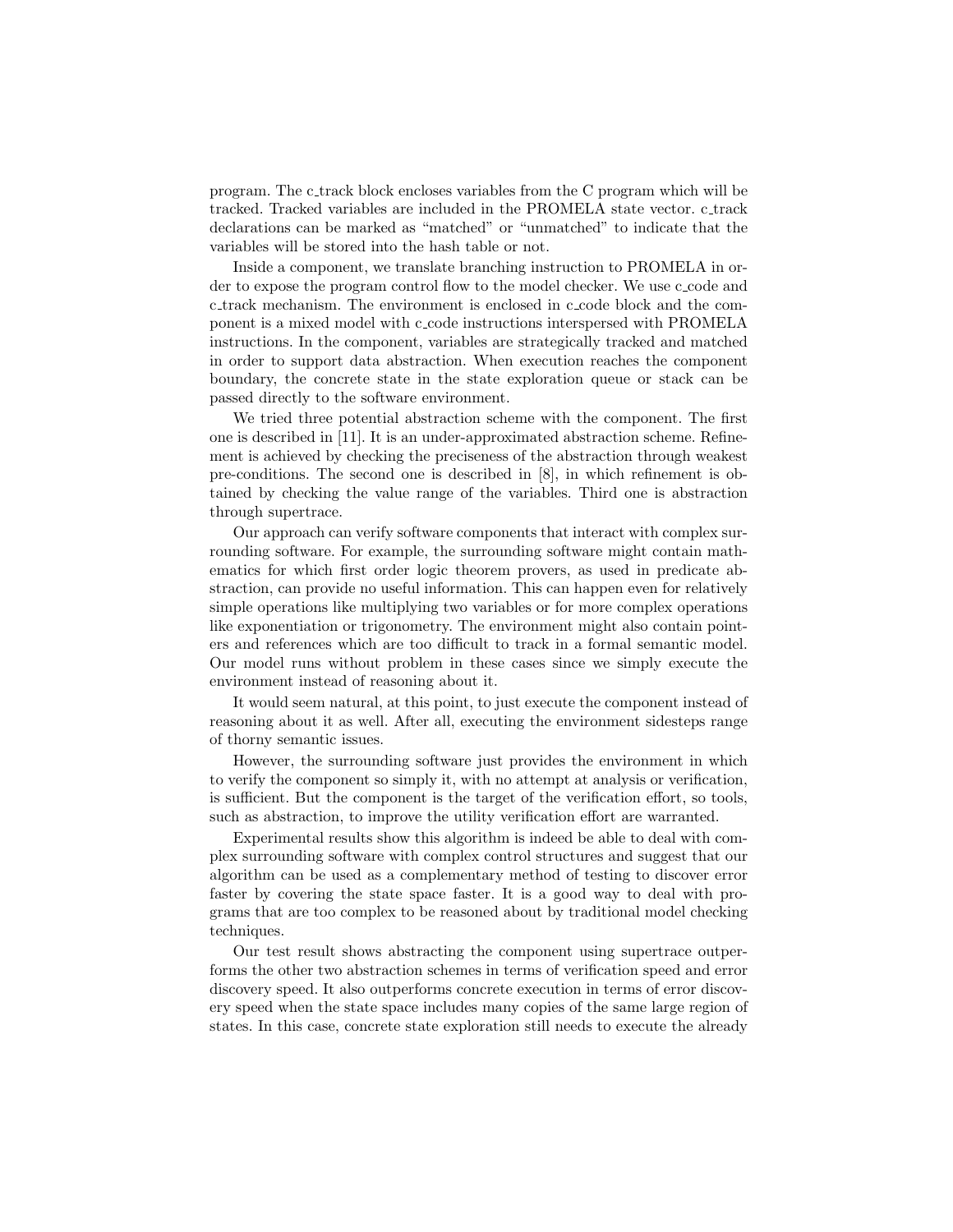program. The c_track block encloses variables from the C program which will be tracked. Tracked variables are included in the PROMELA state vector. c_track declarations can be marked as "matched" or "unmatched" to indicate that the variables will be stored into the hash table or not.

Inside a component, we translate branching instruction to PROMELA in order to expose the program control flow to the model checker. We use c_code and c_track mechanism. The environment is enclosed in c_code block and the component is a mixed model with c_code instructions interspersed with PROMELA instructions. In the component, variables are strategically tracked and matched in order to support data abstraction. When execution reaches the component boundary, the concrete state in the state exploration queue or stack can be passed directly to the software environment.

We tried three potential abstraction scheme with the component. The first one is described in [11]. It is an under-approximated abstraction scheme. Refinement is achieved by checking the preciseness of the abstraction through weakest pre-conditions. The second one is described in [8], in which refinement is obtained by checking the value range of the variables. Third one is abstraction through supertrace.

Our approach can verify software components that interact with complex surrounding software. For example, the surrounding software might contain mathematics for which first order logic theorem provers, as used in predicate abstraction, can provide no useful information. This can happen even for relatively simple operations like multiplying two variables or for more complex operations like exponentiation or trigonometry. The environment might also contain pointers and references which are too difficult to track in a formal semantic model. Our model runs without problem in these cases since we simply execute the environment instead of reasoning about it.

It would seem natural, at this point, to just execute the component instead of reasoning about it as well. After all, executing the environment sidesteps range of thorny semantic issues.

However, the surrounding software just provides the environment in which to verify the component so simply it, with no attempt at analysis or verification, is sufficient. But the component is the target of the verification effort, so tools, such as abstraction, to improve the utility verification effort are warranted.

Experimental results show this algorithm is indeed be able to deal with complex surrounding software with complex control structures and suggest that our algorithm can be used as a complementary method of testing to discover error faster by covering the state space faster. It is a good way to deal with programs that are too complex to be reasoned about by traditional model checking techniques.

Our test result shows abstracting the component using supertrace outperforms the other two abstraction schemes in terms of verification speed and error discovery speed. It also outperforms concrete execution in terms of error discovery speed when the state space includes many copies of the same large region of states. In this case, concrete state exploration still needs to execute the already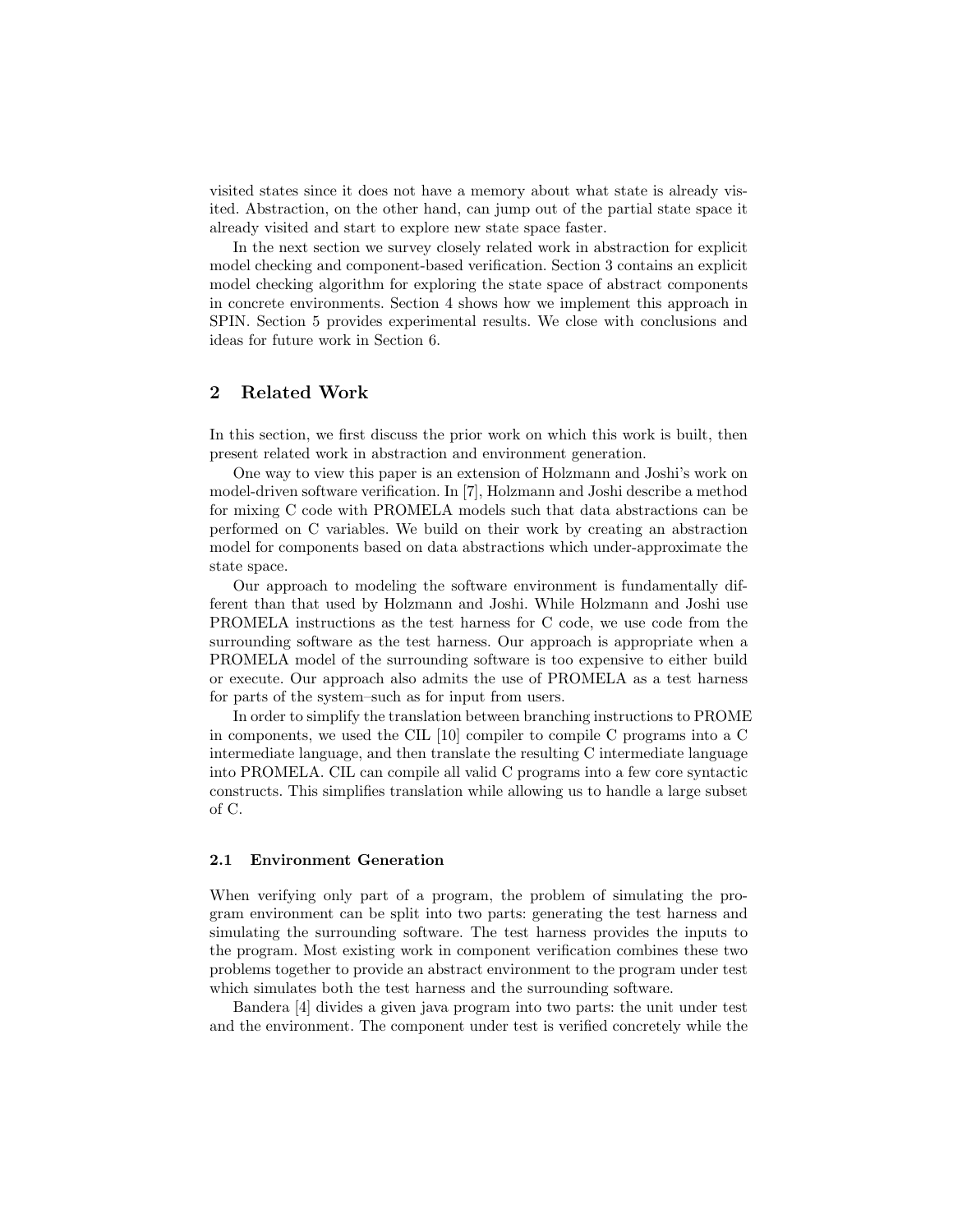visited states since it does not have a memory about what state is already visited. Abstraction, on the other hand, can jump out of the partial state space it already visited and start to explore new state space faster.

In the next section we survey closely related work in abstraction for explicit model checking and component-based verification. Section 3 contains an explicit model checking algorithm for exploring the state space of abstract components in concrete environments. Section 4 shows how we implement this approach in SPIN. Section 5 provides experimental results. We close with conclusions and ideas for future work in Section 6.

## 2 Related Work

In this section, we first discuss the prior work on which this work is built, then present related work in abstraction and environment generation.

One way to view this paper is an extension of Holzmann and Joshi's work on model-driven software verification. In [7], Holzmann and Joshi describe a method for mixing C code with PROMELA models such that data abstractions can be performed on C variables. We build on their work by creating an abstraction model for components based on data abstractions which under-approximate the state space.

Our approach to modeling the software environment is fundamentally different than that used by Holzmann and Joshi. While Holzmann and Joshi use PROMELA instructions as the test harness for C code, we use code from the surrounding software as the test harness. Our approach is appropriate when a PROMELA model of the surrounding software is too expensive to either build or execute. Our approach also admits the use of PROMELA as a test harness for parts of the system–such as for input from users.

In order to simplify the translation between branching instructions to PROME in components, we used the CIL [10] compiler to compile C programs into a C intermediate language, and then translate the resulting C intermediate language into PROMELA. CIL can compile all valid C programs into a few core syntactic constructs. This simplifies translation while allowing us to handle a large subset of C.

### 2.1 Environment Generation

When verifying only part of a program, the problem of simulating the program environment can be split into two parts: generating the test harness and simulating the surrounding software. The test harness provides the inputs to the program. Most existing work in component verification combines these two problems together to provide an abstract environment to the program under test which simulates both the test harness and the surrounding software.

Bandera [4] divides a given java program into two parts: the unit under test and the environment. The component under test is verified concretely while the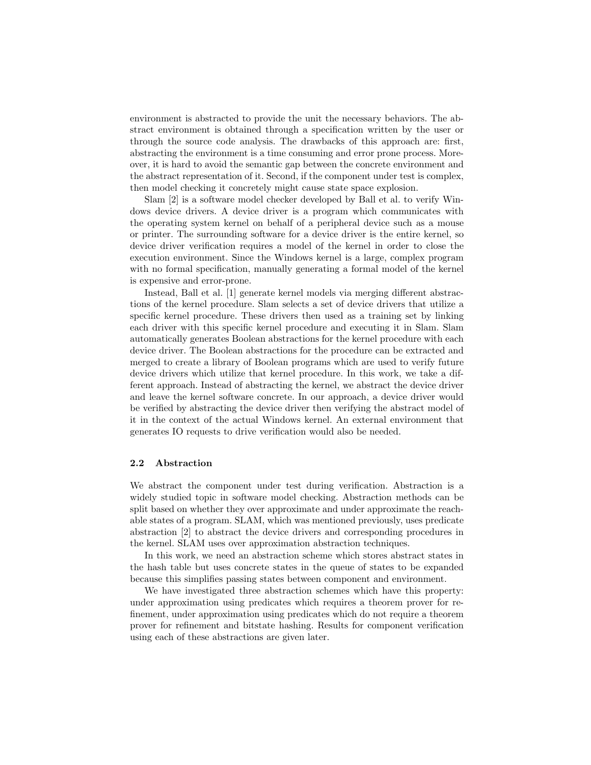environment is abstracted to provide the unit the necessary behaviors. The abstract environment is obtained through a specification written by the user or through the source code analysis. The drawbacks of this approach are: first, abstracting the environment is a time consuming and error prone process. Moreover, it is hard to avoid the semantic gap between the concrete environment and the abstract representation of it. Second, if the component under test is complex, then model checking it concretely might cause state space explosion.

Slam [2] is a software model checker developed by Ball et al. to verify Windows device drivers. A device driver is a program which communicates with the operating system kernel on behalf of a peripheral device such as a mouse or printer. The surrounding software for a device driver is the entire kernel, so device driver verification requires a model of the kernel in order to close the execution environment. Since the Windows kernel is a large, complex program with no formal specification, manually generating a formal model of the kernel is expensive and error-prone.

Instead, Ball et al. [1] generate kernel models via merging different abstractions of the kernel procedure. Slam selects a set of device drivers that utilize a specific kernel procedure. These drivers then used as a training set by linking each driver with this specific kernel procedure and executing it in Slam. Slam automatically generates Boolean abstractions for the kernel procedure with each device driver. The Boolean abstractions for the procedure can be extracted and merged to create a library of Boolean programs which are used to verify future device drivers which utilize that kernel procedure. In this work, we take a different approach. Instead of abstracting the kernel, we abstract the device driver and leave the kernel software concrete. In our approach, a device driver would be verified by abstracting the device driver then verifying the abstract model of it in the context of the actual Windows kernel. An external environment that generates IO requests to drive verification would also be needed.

### 2.2 Abstraction

We abstract the component under test during verification. Abstraction is a widely studied topic in software model checking. Abstraction methods can be split based on whether they over approximate and under approximate the reachable states of a program. SLAM, which was mentioned previously, uses predicate abstraction [2] to abstract the device drivers and corresponding procedures in the kernel. SLAM uses over approximation abstraction techniques.

In this work, we need an abstraction scheme which stores abstract states in the hash table but uses concrete states in the queue of states to be expanded because this simplifies passing states between component and environment.

We have investigated three abstraction schemes which have this property: under approximation using predicates which requires a theorem prover for refinement, under approximation using predicates which do not require a theorem prover for refinement and bitstate hashing. Results for component verification using each of these abstractions are given later.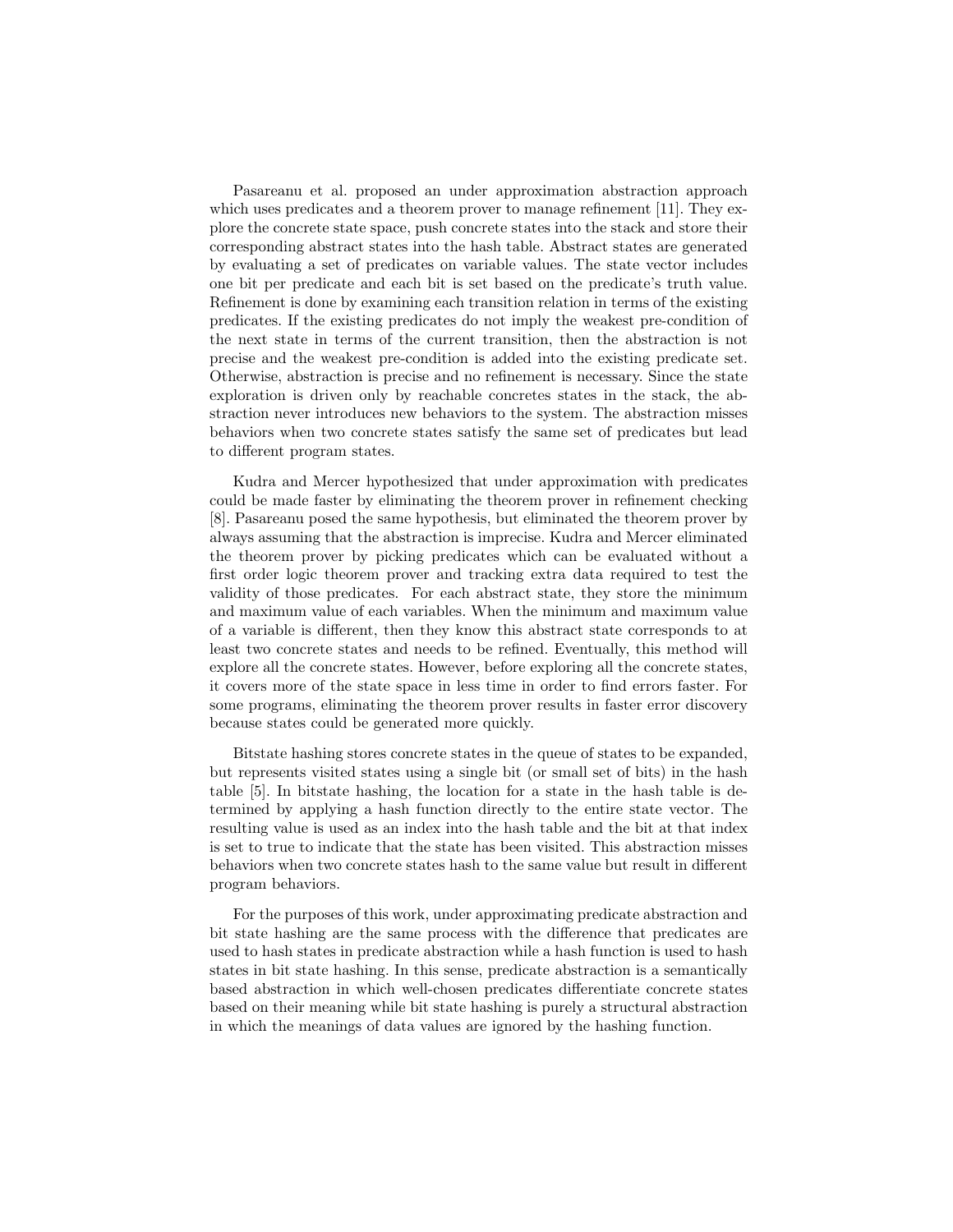Pasareanu et al. proposed an under approximation abstraction approach which uses predicates and a theorem prover to manage refinement [11]. They explore the concrete state space, push concrete states into the stack and store their corresponding abstract states into the hash table. Abstract states are generated by evaluating a set of predicates on variable values. The state vector includes one bit per predicate and each bit is set based on the predicate's truth value. Refinement is done by examining each transition relation in terms of the existing predicates. If the existing predicates do not imply the weakest pre-condition of the next state in terms of the current transition, then the abstraction is not precise and the weakest pre-condition is added into the existing predicate set. Otherwise, abstraction is precise and no refinement is necessary. Since the state exploration is driven only by reachable concretes states in the stack, the abstraction never introduces new behaviors to the system. The abstraction misses behaviors when two concrete states satisfy the same set of predicates but lead to different program states.

Kudra and Mercer hypothesized that under approximation with predicates could be made faster by eliminating the theorem prover in refinement checking [8]. Pasareanu posed the same hypothesis, but eliminated the theorem prover by always assuming that the abstraction is imprecise. Kudra and Mercer eliminated the theorem prover by picking predicates which can be evaluated without a first order logic theorem prover and tracking extra data required to test the validity of those predicates. For each abstract state, they store the minimum and maximum value of each variables. When the minimum and maximum value of a variable is different, then they know this abstract state corresponds to at least two concrete states and needs to be refined. Eventually, this method will explore all the concrete states. However, before exploring all the concrete states, it covers more of the state space in less time in order to find errors faster. For some programs, eliminating the theorem prover results in faster error discovery because states could be generated more quickly.

Bitstate hashing stores concrete states in the queue of states to be expanded, but represents visited states using a single bit (or small set of bits) in the hash table [5]. In bitstate hashing, the location for a state in the hash table is determined by applying a hash function directly to the entire state vector. The resulting value is used as an index into the hash table and the bit at that index is set to true to indicate that the state has been visited. This abstraction misses behaviors when two concrete states hash to the same value but result in different program behaviors.

For the purposes of this work, under approximating predicate abstraction and bit state hashing are the same process with the difference that predicates are used to hash states in predicate abstraction while a hash function is used to hash states in bit state hashing. In this sense, predicate abstraction is a semantically based abstraction in which well-chosen predicates differentiate concrete states based on their meaning while bit state hashing is purely a structural abstraction in which the meanings of data values are ignored by the hashing function.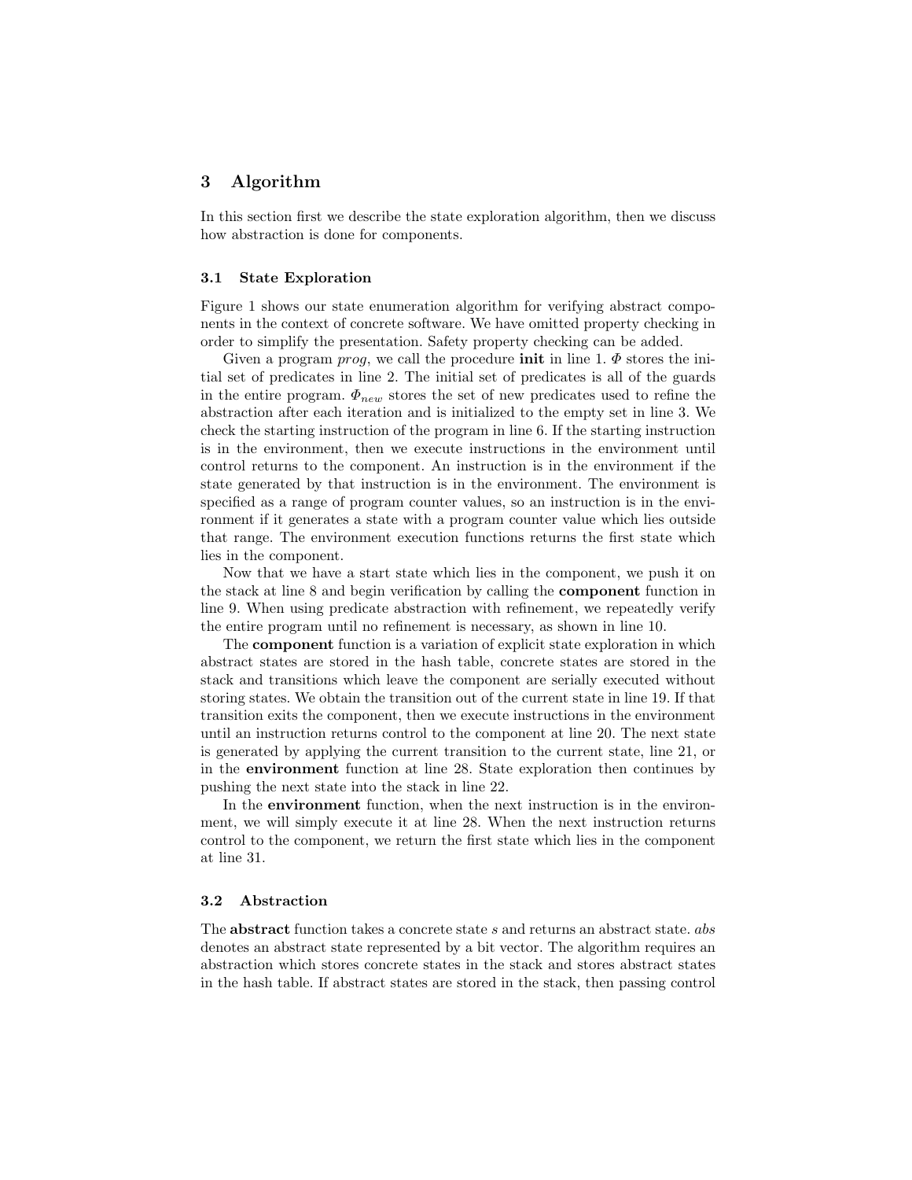## 3 Algorithm

In this section first we describe the state exploration algorithm, then we discuss how abstraction is done for components.

### 3.1 State Exploration

Figure 1 shows our state enumeration algorithm for verifying abstract components in the context of concrete software. We have omitted property checking in order to simplify the presentation. Safety property checking can be added.

Given a program *prog*, we call the procedure **init** in line 1. $\Phi$ stores the initial set of predicates in line 2. The initial set of predicates is all of the guards in the entire program. $\Phi_{new}$ stores the set of new predicates used to refine the abstraction after each iteration and is initialized to the empty set in line 3. We check the starting instruction of the program in line 6. If the starting instruction is in the environment, then we execute instructions in the environment until control returns to the component. An instruction is in the environment if the state generated by that instruction is in the environment. The environment is specified as a range of program counter values, so an instruction is in the environment if it generates a state with a program counter value which lies outside that range. The environment execution functions returns the first state which lies in the component.

Now that we have a start state which lies in the component, we push it on the stack at line 8 and begin verification by calling the **component** function in line 9. When using predicate abstraction with refinement, we repeatedly verify the entire program until no refinement is necessary, as shown in line 10.

The **component** function is a variation of explicit state exploration in which abstract states are stored in the hash table, concrete states are stored in the stack and transitions which leave the component are serially executed without storing states. We obtain the transition out of the current state in line 19. If that transition exits the component, then we execute instructions in the environment until an instruction returns control to the component at line 20. The next state is generated by applying the current transition to the current state, line 21, or in the **environment** function at line 28. State exploration then continues by pushing the next state into the stack in line 22.

In the **environment** function, when the next instruction is in the environment, we will simply execute it at line 28. When the next instruction returns control to the component, we return the first state which lies in the component at line 31.

### 3.2 Abstraction

The **abstract** function takes a concrete state *s* and returns an abstract state. *abs* denotes an abstract state represented by a bit vector. The algorithm requires an abstraction which stores concrete states in the stack and stores abstract states in the hash table. If abstract states are stored in the stack, then passing control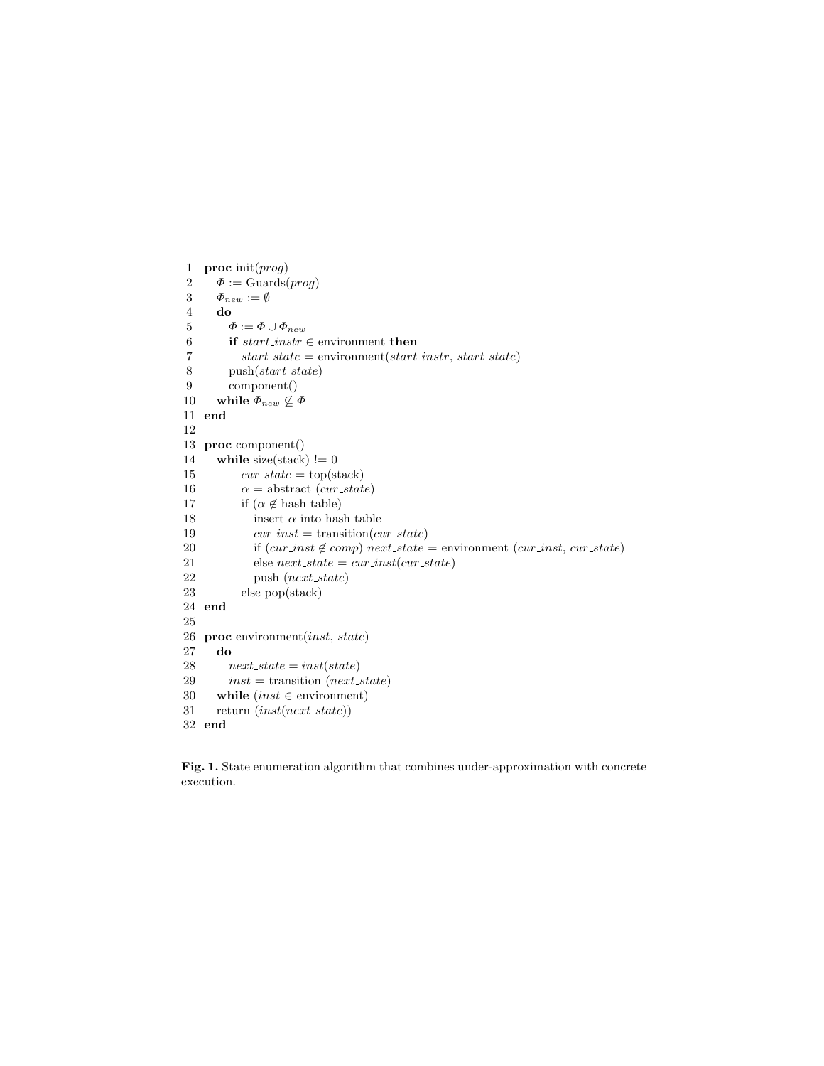```
1  proc init(prog)
2    Φ := Guards(prog)
3    Φ_new := ∅
4    do
5      Φ := Φ ∪ Φ_new
6      if start_instr ∈ environment then
7        start_state = environment(start_instr, start_state)
8      push(start_state)
9      component()
10   while Φ_new ⊈ Φ
11 end
12
13 proc component()
14   while size(stack) != 0
15       cur_state = top(stack)
16       α = abstract (cur_state)
17       if (α ∉ hash table)
18         insert α into hash table
19         cur_inst = transition(cur_state)
20         if (cur_inst ∉ comp) next_state = environment (cur_inst, cur_state)
21         else next_state = cur_inst(cur_state)
22         push (next_state)
23       else pop(stack)
24 end
25
26 proc environment(inst, state)
27   do
28     next_state = inst(state)
29     inst = transition (next_state)
30   while (inst ∈ environment)
31   return (inst(next_state))
32 end
```

**Fig. 1.** State enumeration algorithm that combines under-approximation with concrete execution.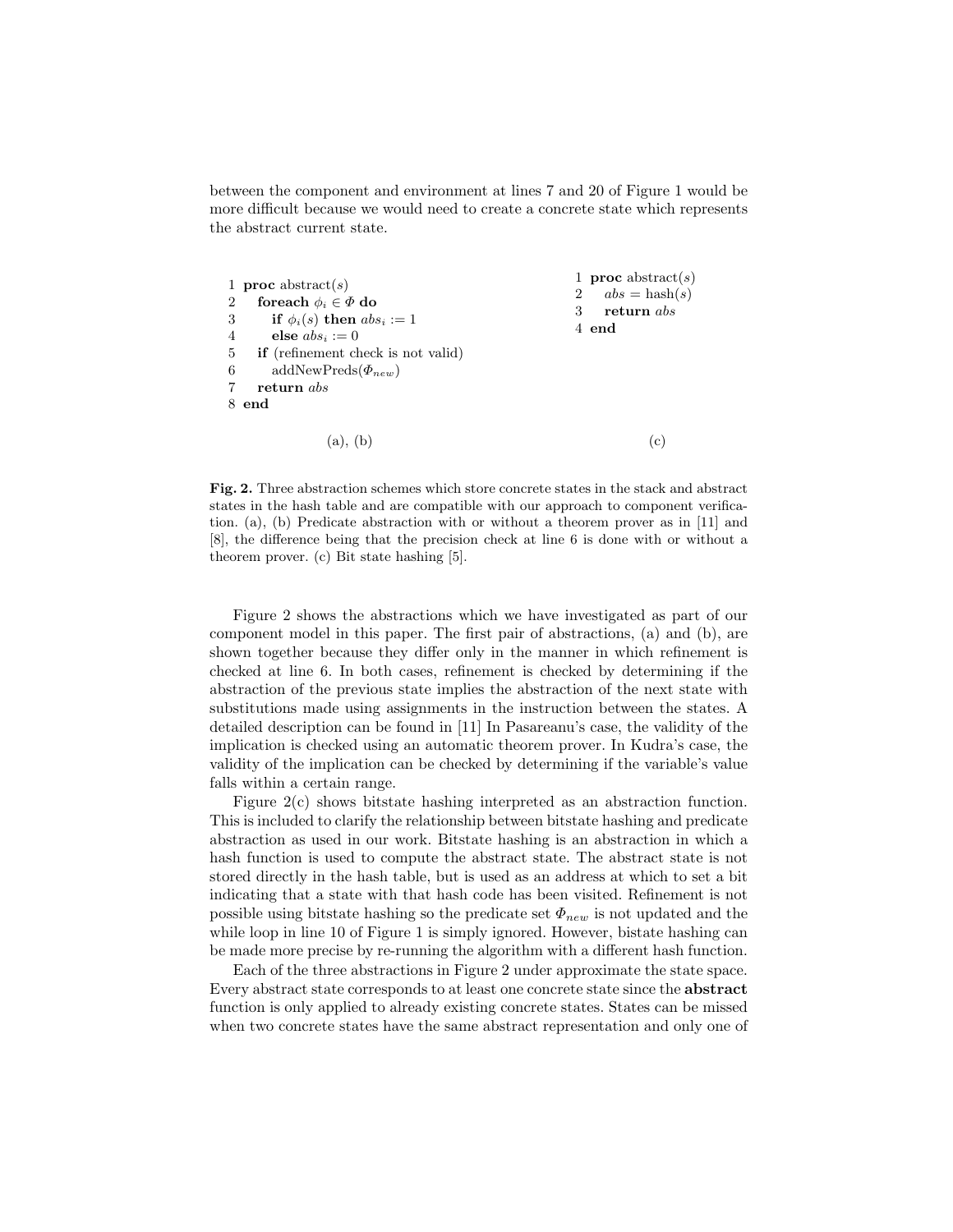between the component and environment at lines 7 and 20 of Figure 1 would be more difficult because we would need to create a concrete state which represents the abstract current state.

```
1 proc abstract(s)
2    foreach φ_i ∈ Φ do
3       if φ_i(s) then abs_i := 1
4       else abs_i := 0
5    if (refinement check is not valid)
6       addNewPreds(Φ_new)
7    return abs
8 end
```

(a), (b)

```
1 proc abstract(s)
2    abs = hash(s)
3    return abs
4 end
```

(c)

**Fig. 2.** Three abstraction schemes which store concrete states in the stack and abstract states in the hash table and are compatible with our approach to component verification. (a), (b) Predicate abstraction with or without a theorem prover as in [11] and [8], the difference being that the precision check at line 6 is done with or without a theorem prover. (c) Bit state hashing [5].

Figure 2 shows the abstractions which we have investigated as part of our component model in this paper. The first pair of abstractions, (a) and (b), are shown together because they differ only in the manner in which refinement is checked at line 6. In both cases, refinement is checked by determining if the abstraction of the previous state implies the abstraction of the next state with substitutions made using assignments in the instruction between the states. A detailed description can be found in [11] In Pasareanu's case, the validity of the implication is checked using an automatic theorem prover. In Kudra's case, the validity of the implication can be checked by determining if the variable's value falls within a certain range.

Figure 2(c) shows bitstate hashing interpreted as an abstraction function. This is included to clarify the relationship between bitstate hashing and predicate abstraction as used in our work. Bitstate hashing is an abstraction in which a hash function is used to compute the abstract state. The abstract state is not stored directly in the hash table, but is used as an address at which to set a bit indicating that a state with that hash code has been visited. Refinement is not possible using bitstate hashing so the predicate set $\Phi_{new}$ is not updated and the while loop in line 10 of Figure 1 is simply ignored. However, bistate hashing can be made more precise by re-running the algorithm with a different hash function.

Each of the three abstractions in Figure 2 under approximate the state space. Every abstract state corresponds to at least one concrete state since the **abstract** function is only applied to already existing concrete states. States can be missed when two concrete states have the same abstract representation and only one of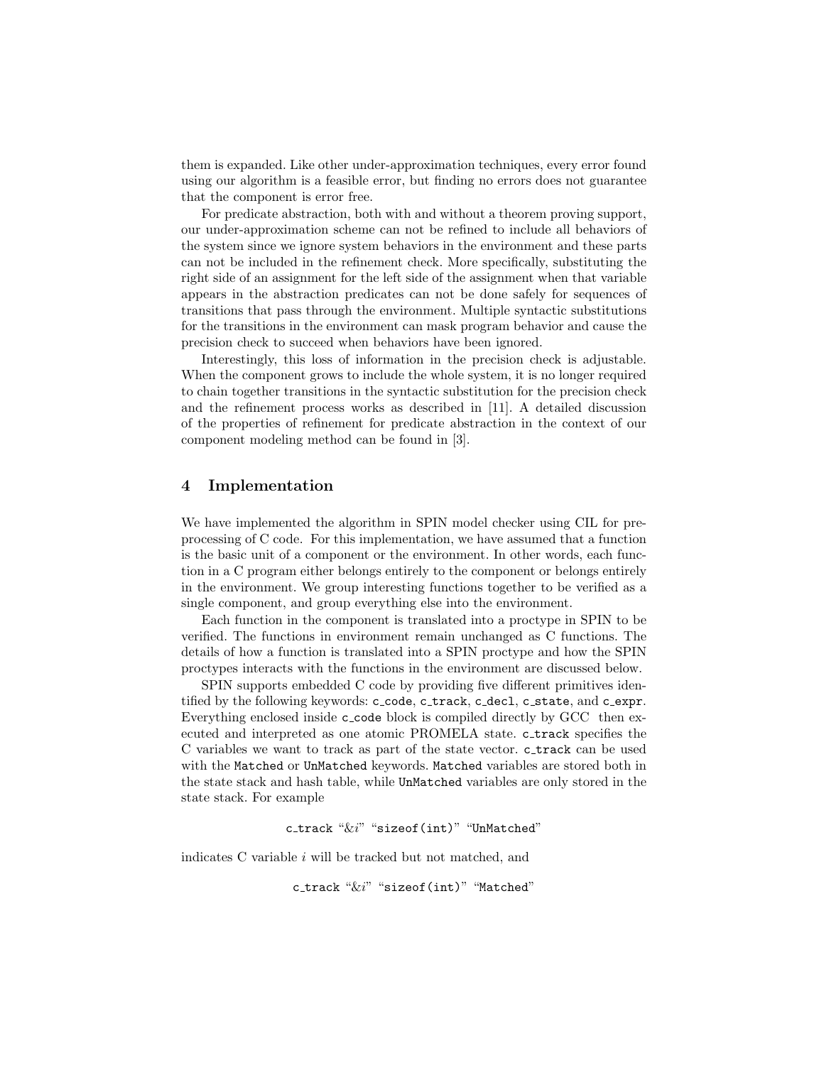them is expanded. Like other under-approximation techniques, every error found using our algorithm is a feasible error, but finding no errors does not guarantee that the component is error free.

For predicate abstraction, both with and without a theorem proving support, our under-approximation scheme can not be refined to include all behaviors of the system since we ignore system behaviors in the environment and these parts can not be included in the refinement check. More specifically, substituting the right side of an assignment for the left side of the assignment when that variable appears in the abstraction predicates can not be done safely for sequences of transitions that pass through the environment. Multiple syntactic substitutions for the transitions in the environment can mask program behavior and cause the precision check to succeed when behaviors have been ignored.

Interestingly, this loss of information in the precision check is adjustable. When the component grows to include the whole system, it is no longer required to chain together transitions in the syntactic substitution for the precision check and the refinement process works as described in [11]. A detailed discussion of the properties of refinement for predicate abstraction in the context of our component modeling method can be found in [3].

## 4 Implementation

We have implemented the algorithm in SPIN model checker using CIL for preprocessing of C code. For this implementation, we have assumed that a function is the basic unit of a component or the environment. In other words, each function in a C program either belongs entirely to the component or belongs entirely in the environment. We group interesting functions together to be verified as a single component, and group everything else into the environment.

Each function in the component is translated into a proctype in SPIN to be verified. The functions in environment remain unchanged as C functions. The details of how a function is translated into a SPIN proctype and how the SPIN proctypes interacts with the functions in the environment are discussed below.

SPIN supports embedded C code by providing five different primitives identified by the following keywords: `c_code`, `c_track`, `c_decl`, `c_state`, and `c_expr`. Everything enclosed inside `c_code` block is compiled directly by GCC then executed and interpreted as one atomic PROMELA state. `c_track` specifies the C variables we want to track as part of the state vector. `c_track` can be used with the `Matched` or `UnMatched` keywords. `Matched` variables are stored both in the state stack and hash table, while `UnMatched` variables are only stored in the state stack. For example

```
c_track "&i" "sizeof(int)" "UnMatched"
```

indicates C variable $i$ will be tracked but not matched, and

```
c_track "&i" "sizeof(int)" "Matched"
```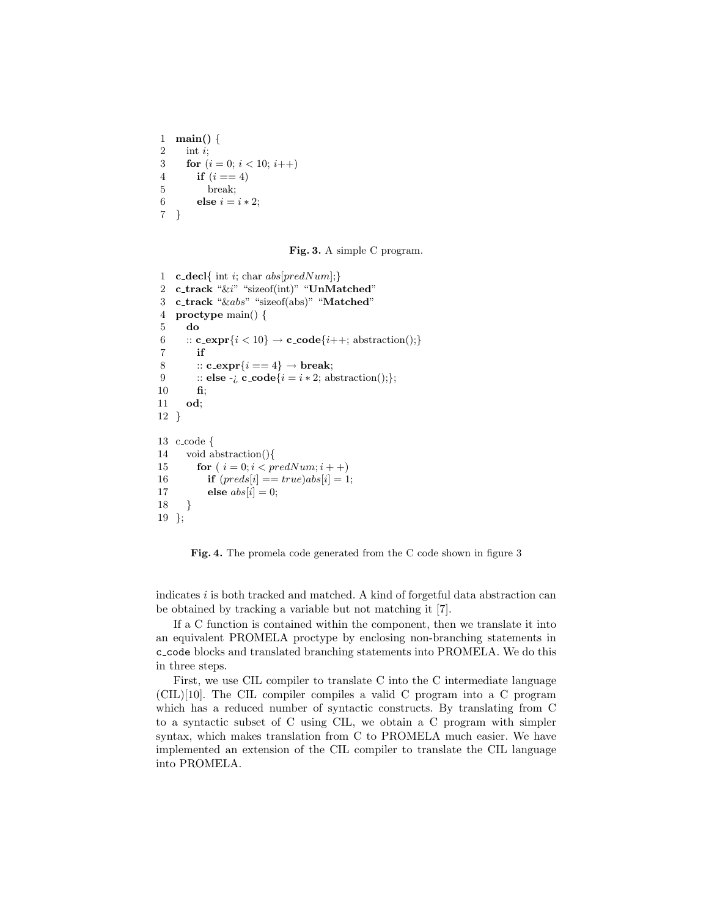```
1  main() {
2     int i;
3     for (i = 0; i < 10; i++)
4        if (i == 4)
5           break;
6        else i = i * 2;
7  }
```

**Fig. 3.** A simple C program.

```
1  c_decl{ int i; char abs[predNum];}
2  c_track "&i" "sizeof(int)" "UnMatched"
3  c_track "&abs" "sizeof(abs)" "Matched"
4  proctype main() {
5     do
6     :: c_expr{i < 10} → c_code{i++; abstraction();}
7        if
8        :: c_expr{i == 4} → break;
9        :: else -¿ c_code{i = i * 2; abstraction();};
10       fi;
11    od;
12 }

13 c_code {
14    void abstraction(){
15       for ( i = 0; i < predNum; i + +)
16          if (preds[i] == true)abs[i] = 1;
17          else abs[i] = 0;
18    }
19 };
```

**Fig. 4.** The promela code generated from the C code shown in figure 3

indicates $i$ is both tracked and matched. A kind of forgetful data abstraction can be obtained by tracking a variable but not matching it [7].

If a C function is contained within the component, then we translate it into an equivalent PROMELA proctype by enclosing non-branching statements in `c_code` blocks and translated branching statements into PROMELA. We do this in three steps.

First, we use CIL compiler to translate C into the C intermediate language (CIL)[10]. The CIL compiler compiles a valid C program into a C program which has a reduced number of syntactic constructs. By translating from C to a syntactic subset of C using CIL, we obtain a C program with simpler syntax, which makes translation from C to PROMELA much easier. We have implemented an extension of the CIL compiler to translate the CIL language into PROMELA.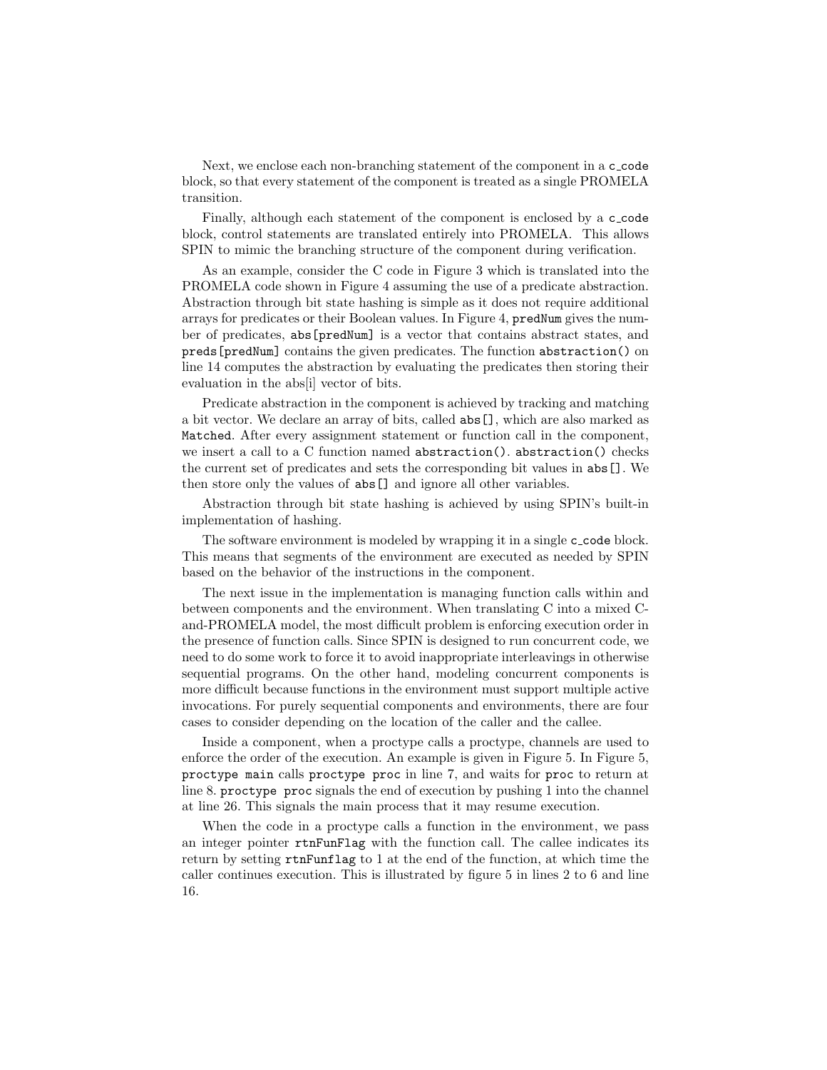Next, we enclose each non-branching statement of the component in a `c_code` block, so that every statement of the component is treated as a single PROMELA transition.

Finally, although each statement of the component is enclosed by a `c_code` block, control statements are translated entirely into PROMELA. This allows SPIN to mimic the branching structure of the component during verification.

As an example, consider the C code in Figure 3 which is translated into the PROMELA code shown in Figure 4 assuming the use of a predicate abstraction. Abstraction through bit state hashing is simple as it does not require additional arrays for predicates or their Boolean values. In Figure 4, `predNum` gives the number of predicates, `abs[predNum]` is a vector that contains abstract states, and `preds[predNum]` contains the given predicates. The function `abstraction()` on line 14 computes the abstraction by evaluating the predicates then storing their evaluation in the abs[i] vector of bits.

Predicate abstraction in the component is achieved by tracking and matching a bit vector. We declare an array of bits, called `abs[]`, which are also marked as `Matched`. After every assignment statement or function call in the component, we insert a call to a C function named `abstraction()`. `abstraction()` checks the current set of predicates and sets the corresponding bit values in `abs[]`. We then store only the values of `abs[]` and ignore all other variables.

Abstraction through bit state hashing is achieved by using SPIN's built-in implementation of hashing.

The software environment is modeled by wrapping it in a single `c_code` block. This means that segments of the environment are executed as needed by SPIN based on the behavior of the instructions in the component.

The next issue in the implementation is managing function calls within and between components and the environment. When translating C into a mixed C-and-PROMELA model, the most difficult problem is enforcing execution order in the presence of function calls. Since SPIN is designed to run concurrent code, we need to do some work to force it to avoid inappropriate interleavings in otherwise sequential programs. On the other hand, modeling concurrent components is more difficult because functions in the environment must support multiple active invocations. For purely sequential components and environments, there are four cases to consider depending on the location of the caller and the callee.

Inside a component, when a proctype calls a proctype, channels are used to enforce the order of the execution. An example is given in Figure 5. In Figure 5, `proctype main` calls `proctype proc` in line 7, and waits for `proc` to return at line 8. `proctype proc` signals the end of execution by pushing 1 into the channel at line 26. This signals the main process that it may resume execution.

When the code in a proctype calls a function in the environment, we pass an integer pointer `rtnFunFlag` with the function call. The callee indicates its return by setting `rtnFunflag` to 1 at the end of the function, at which time the caller continues execution. This is illustrated by figure 5 in lines 2 to 6 and line 16.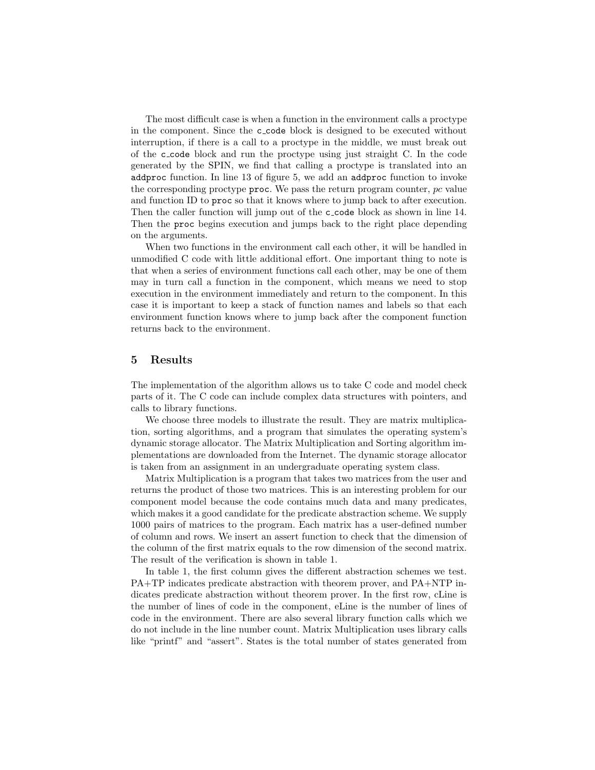The most difficult case is when a function in the environment calls a proctype in the component. Since the `c_code` block is designed to be executed without interruption, if there is a call to a proctype in the middle, we must break out of the `c_code` block and run the proctype using just straight C. In the code generated by the SPIN, we find that calling a proctype is translated into an `addproc` function. In line 13 of figure 5, we add an `addproc` function to invoke the corresponding proctype `proc`. We pass the return program counter, *pc* value and function ID to `proc` so that it knows where to jump back to after execution. Then the caller function will jump out of the `c_code` block as shown in line 14. Then the `proc` begins execution and jumps back to the right place depending on the arguments.

When two functions in the environment call each other, it will be handled in unmodified C code with little additional effort. One important thing to note is that when a series of environment functions call each other, may be one of them may in turn call a function in the component, which means we need to stop execution in the environment immediately and return to the component. In this case it is important to keep a stack of function names and labels so that each environment function knows where to jump back after the component function returns back to the environment.

## 5 Results

The implementation of the algorithm allows us to take C code and model check parts of it. The C code can include complex data structures with pointers, and calls to library functions.

We choose three models to illustrate the result. They are matrix multiplication, sorting algorithms, and a program that simulates the operating system's dynamic storage allocator. The Matrix Multiplication and Sorting algorithm implementations are downloaded from the Internet. The dynamic storage allocator is taken from an assignment in an undergraduate operating system class.

Matrix Multiplication is a program that takes two matrices from the user and returns the product of those two matrices. This is an interesting problem for our component model because the code contains much data and many predicates, which makes it a good candidate for the predicate abstraction scheme. We supply 1000 pairs of matrices to the program. Each matrix has a user-defined number of column and rows. We insert an assert function to check that the dimension of the column of the first matrix equals to the row dimension of the second matrix. The result of the verification is shown in table 1.

In table 1, the first column gives the different abstraction schemes we test. PA+TP indicates predicate abstraction with theorem prover, and PA+NTP indicates predicate abstraction without theorem prover. In the first row, cLine is the number of lines of code in the component, eLine is the number of lines of code in the environment. There are also several library function calls which we do not include in the line number count. Matrix Multiplication uses library calls like "printf" and "assert". States is the total number of states generated from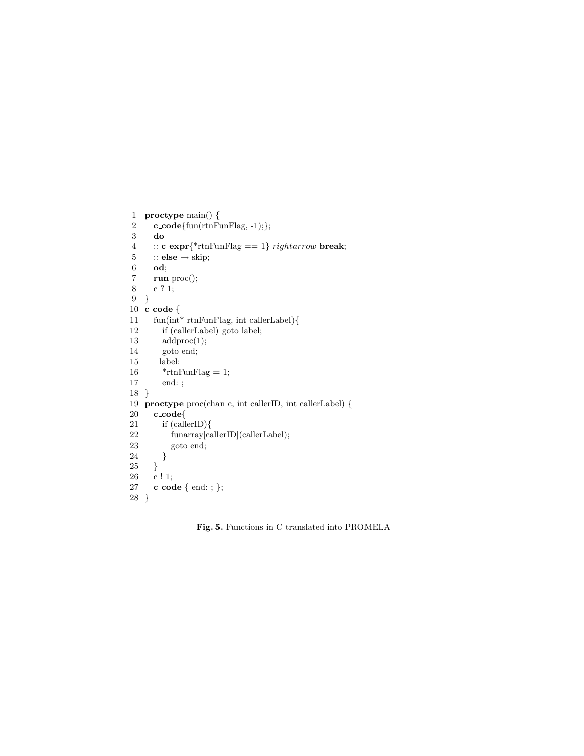```
1  proctype main() {
2    c_code{fun(rtnFunFlag, -1);};
3    do
4    :: c_expr{*rtnFunFlag == 1} rightarrow break;
5    :: else → skip;
6    od;
7    run proc();
8    c ? 1;
9  }
10 c_code {
11   fun(int* rtnFunFlag, int callerLabel){
12     if (callerLabel) goto label;
13     addproc(1);
14     goto end;
15    label:
16     *rtnFunFlag = 1;
17     end: ;
18 }
19 proctype proc(chan c, int callerID, int callerLabel) {
20   c_code{
21     if (callerID){
22       funarray[callerID](callerLabel);
23       goto end;
24     }
25   }
26   c ! 1;
27   c_code { end: ; };
28 }
```

**Fig. 5.** Functions in C translated into PROMELA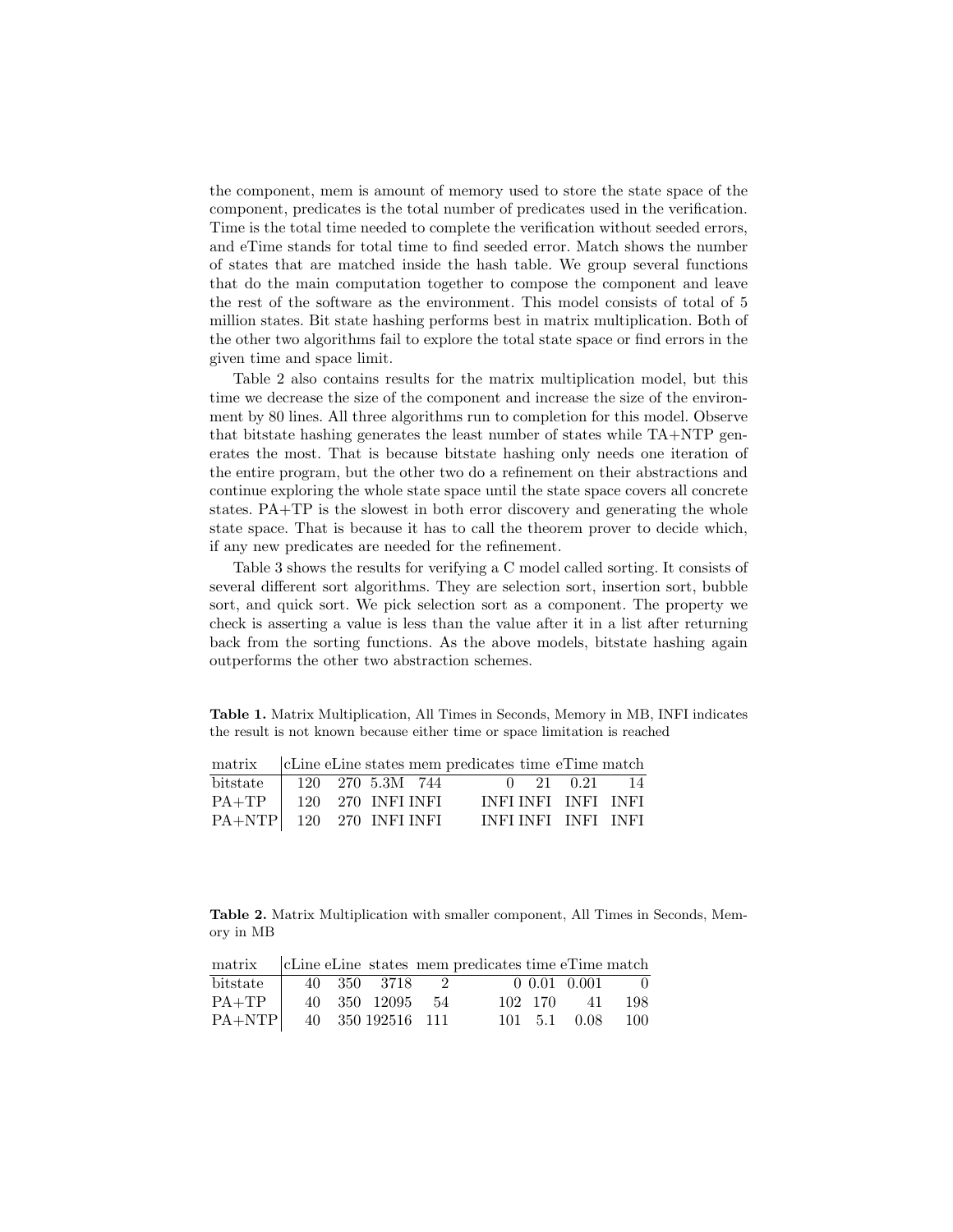the component, mem is amount of memory used to store the state space of the component, predicates is the total number of predicates used in the verification. Time is the total time needed to complete the verification without seeded errors, and eTime stands for total time to find seeded error. Match shows the number of states that are matched inside the hash table. We group several functions that do the main computation together to compose the component and leave the rest of the software as the environment. This model consists of total of 5 million states. Bit state hashing performs best in matrix multiplication. Both of the other two algorithms fail to explore the total state space or find errors in the given time and space limit.

Table 2 also contains results for the matrix multiplication model, but this time we decrease the size of the component and increase the size of the environment by 80 lines. All three algorithms run to completion for this model. Observe that bitstate hashing generates the least number of states while TA+NTP generates the most. That is because bitstate hashing only needs one iteration of the entire program, but the other two do a refinement on their abstractions and continue exploring the whole state space until the state space covers all concrete states. PA+TP is the slowest in both error discovery and generating the whole state space. That is because it has to call the theorem prover to decide which, if any new predicates are needed for the refinement.

Table 3 shows the results for verifying a C model called sorting. It consists of several different sort algorithms. They are selection sort, insertion sort, bubble sort, and quick sort. We pick selection sort as a component. The property we check is asserting a value is less than the value after it in a list after returning back from the sorting functions. As the above models, bitstate hashing again outperforms the other two abstraction schemes.

**Table 1.** Matrix Multiplication, All Times in Seconds, Memory in MB, INFI indicates the result is not known because either time or space limitation is reached

| matrix | cLine | eLine | states | mem | predicates | time | eTime | match |
|---|---|---|---|---|---|---|---|---|
| bitstate | 120 | 270 | 5.3M | 744 | 0 | 21 | 0.21 | 14 |
| PA+TP | 120 | 270 | INFI | INFI | INFI | INFI | INFI | INFI |
| PA+NTP | 120 | 270 | INFI | INFI | INFI | INFI | INFI | INFI |

**Table 2.** Matrix Multiplication with smaller component, All Times in Seconds, Memory in MB

| matrix | cLine | eLine | states | mem | predicates | time | eTime | match |
|---|---|---|---|---|---|---|---|---|
| bitstate | 40 | 350 | 3718 | 2 | 0 | 0.01 | 0.001 | 0 |
| PA+TP | 40 | 350 | 12095 | 54 | 102 | 170 | 41 | 198 |
| PA+NTP | 40 | 350 | 192516 | 111 | 101 | 5.1 | 0.08 | 100 |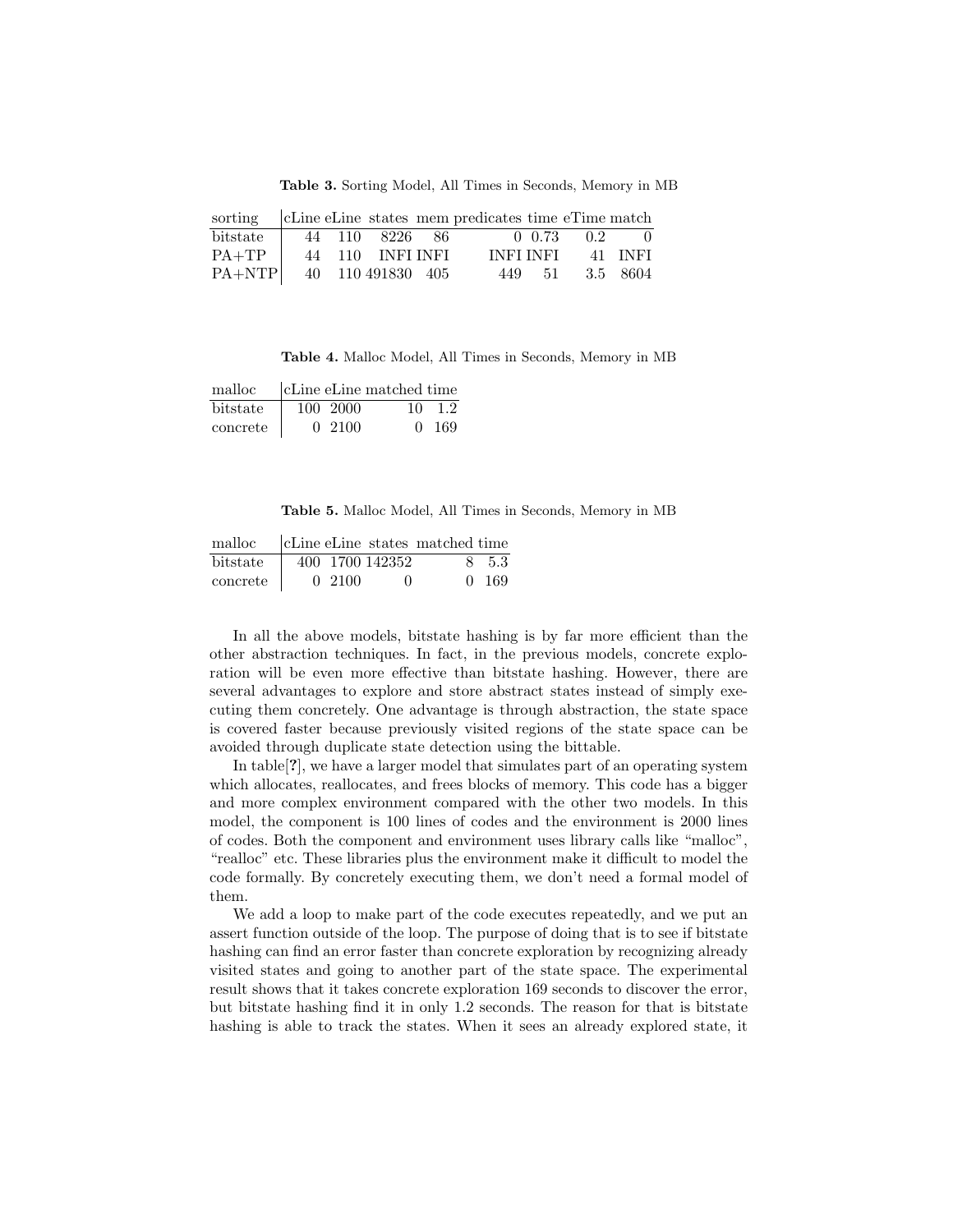**Table 3.** Sorting Model, All Times in Seconds, Memory in MB

| sorting | cLine | eLine | states | mem | predicates | time | eTime | match |
|---|---|---|---|---|---|---|---|---|
| bitstate | 44 | 110 | 8226 | 86 | 0 | 0.73 | 0.2 | 0 |
| PA+TP | 44 | 110 | INFI | INFI | INFI | INFI | 41 | INFI |
| PA+NTP | 40 | 110 | 491830 | 405 | 449 | 51 | 3.5 | 8604 |

**Table 4.** Malloc Model, All Times in Seconds, Memory in MB

| malloc | cLine | eLine | matched | time |
|---|---|---|---|---|
| bitstate | 100 | 2000 | 10 | 1.2 |
| concrete | 0 | 2100 | 0 | 169 |

**Table 5.** Malloc Model, All Times in Seconds, Memory in MB

| malloc | cLine | eLine | states | matched | time |
|---|---|---|---|---|---|
| bitstate | 400 | 1700 | 142352 | 8 | 5.3 |
| concrete | 0 | 2100 | 0 | 0 | 169 |

In all the above models, bitstate hashing is by far more efficient than the other abstraction techniques. In fact, in the previous models, concrete exploration will be even more effective than bitstate hashing. However, there are several advantages to explore and store abstract states instead of simply executing them concretely. One advantage is through abstraction, the state space is covered faster because previously visited regions of the state space can be avoided through duplicate state detection using the bittable.

In table[**?**], we have a larger model that simulates part of an operating system which allocates, reallocates, and frees blocks of memory. This code has a bigger and more complex environment compared with the other two models. In this model, the component is 100 lines of codes and the environment is 2000 lines of codes. Both the component and environment uses library calls like "malloc", "realloc" etc. These libraries plus the environment make it difficult to model the code formally. By concretely executing them, we don't need a formal model of them.

We add a loop to make part of the code executes repeatedly, and we put an assert function outside of the loop. The purpose of doing that is to see if bitstate hashing can find an error faster than concrete exploration by recognizing already visited states and going to another part of the state space. The experimental result shows that it takes concrete exploration 169 seconds to discover the error, but bitstate hashing find it in only 1.2 seconds. The reason for that is bitstate hashing is able to track the states. When it sees an already explored state, it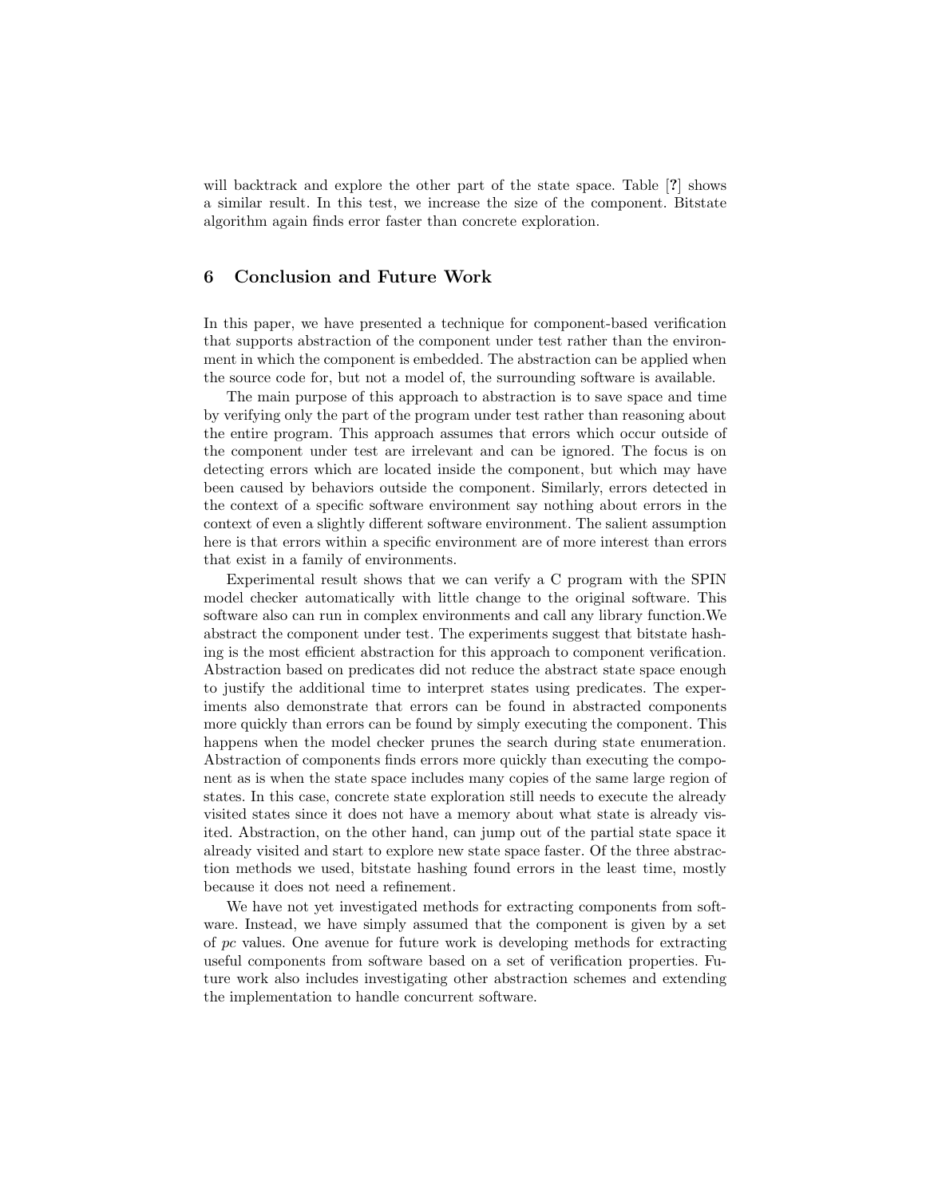will backtrack and explore the other part of the state space. Table [**?**] shows a similar result. In this test, we increase the size of the component. Bitstate algorithm again finds error faster than concrete exploration.

## 6 Conclusion and Future Work

In this paper, we have presented a technique for component-based verification that supports abstraction of the component under test rather than the environment in which the component is embedded. The abstraction can be applied when the source code for, but not a model of, the surrounding software is available.

The main purpose of this approach to abstraction is to save space and time by verifying only the part of the program under test rather than reasoning about the entire program. This approach assumes that errors which occur outside of the component under test are irrelevant and can be ignored. The focus is on detecting errors which are located inside the component, but which may have been caused by behaviors outside the component. Similarly, errors detected in the context of a specific software environment say nothing about errors in the context of even a slightly different software environment. The salient assumption here is that errors within a specific environment are of more interest than errors that exist in a family of environments.

Experimental result shows that we can verify a C program with the SPIN model checker automatically with little change to the original software. This software also can run in complex environments and call any library function.We abstract the component under test. The experiments suggest that bitstate hashing is the most efficient abstraction for this approach to component verification. Abstraction based on predicates did not reduce the abstract state space enough to justify the additional time to interpret states using predicates. The experiments also demonstrate that errors can be found in abstracted components more quickly than errors can be found by simply executing the component. This happens when the model checker prunes the search during state enumeration. Abstraction of components finds errors more quickly than executing the component as is when the state space includes many copies of the same large region of states. In this case, concrete state exploration still needs to execute the already visited states since it does not have a memory about what state is already visited. Abstraction, on the other hand, can jump out of the partial state space it already visited and start to explore new state space faster. Of the three abstraction methods we used, bitstate hashing found errors in the least time, mostly because it does not need a refinement.

We have not yet investigated methods for extracting components from software. Instead, we have simply assumed that the component is given by a set of *pc* values. One avenue for future work is developing methods for extracting useful components from software based on a set of verification properties. Future work also includes investigating other abstraction schemes and extending the implementation to handle concurrent software.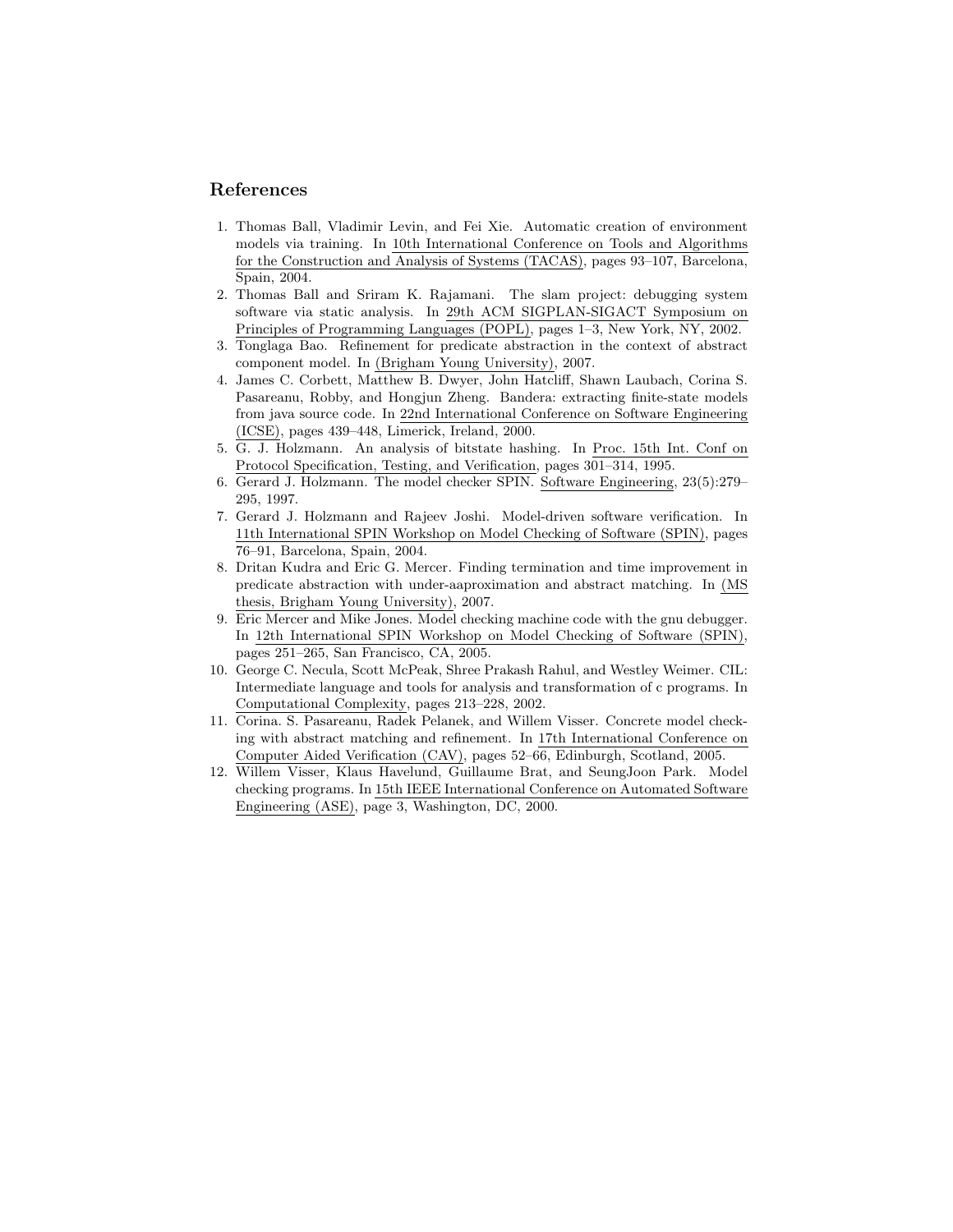## References

1. Thomas Ball, Vladimir Levin, and Fei Xie. Automatic creation of environment models via training. In 10th International Conference on Tools and Algorithms for the Construction and Analysis of Systems (TACAS), pages 93–107, Barcelona, Spain, 2004.
2. Thomas Ball and Sriram K. Rajamani. The slam project: debugging system software via static analysis. In 29th ACM SIGPLAN-SIGACT Symposium on Principles of Programming Languages (POPL), pages 1–3, New York, NY, 2002.
3. Tonglaga Bao. Refinement for predicate abstraction in the context of abstract component model. In (Brigham Young University), 2007.
4. James C. Corbett, Matthew B. Dwyer, John Hatcliff, Shawn Laubach, Corina S. Pasareanu, Robby, and Hongjun Zheng. Bandera: extracting finite-state models from java source code. In 22nd International Conference on Software Engineering (ICSE), pages 439–448, Limerick, Ireland, 2000.
5. G. J. Holzmann. An analysis of bitstate hashing. In Proc. 15th Int. Conf on Protocol Specification, Testing, and Verification, pages 301–314, 1995.
6. Gerard J. Holzmann. The model checker SPIN. Software Engineering, 23(5):279–295, 1997.
7. Gerard J. Holzmann and Rajeev Joshi. Model-driven software verification. In 11th International SPIN Workshop on Model Checking of Software (SPIN), pages 76–91, Barcelona, Spain, 2004.
8. Dritan Kudra and Eric G. Mercer. Finding termination and time improvement in predicate abstraction with under-aaproximation and abstract matching. In (MS thesis, Brigham Young University), 2007.
9. Eric Mercer and Mike Jones. Model checking machine code with the gnu debugger. In 12th International SPIN Workshop on Model Checking of Software (SPIN), pages 251–265, San Francisco, CA, 2005.
10. George C. Necula, Scott McPeak, Shree Prakash Rahul, and Westley Weimer. CIL: Intermediate language and tools for analysis and transformation of c programs. In Computational Complexity, pages 213–228, 2002.
11. Corina. S. Pasareanu, Radek Pelanek, and Willem Visser. Concrete model checking with abstract matching and refinement. In 17th International Conference on Computer Aided Verification (CAV), pages 52–66, Edinburgh, Scotland, 2005.
12. Willem Visser, Klaus Havelund, Guillaume Brat, and SeungJoon Park. Model checking programs. In 15th IEEE International Conference on Automated Software Engineering (ASE), page 3, Washington, DC, 2000.